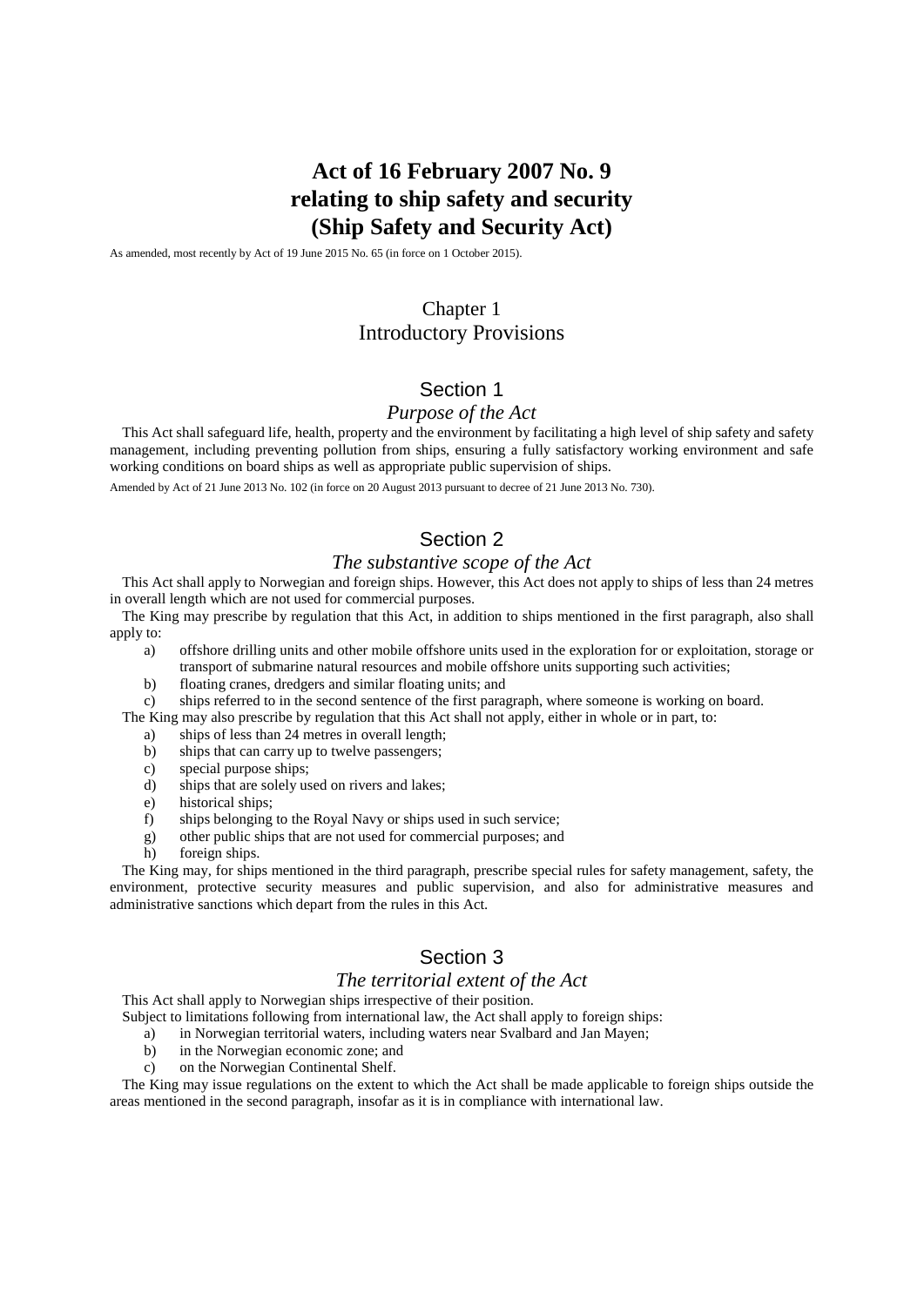# Act of 16 February 2007 No. 9 relating to ship safety and security (Ship Safety and Security Act)

As amended, most recently by Act of 19 June 2015 No. 65 (in force on 1 October 2015).

## Chapter 1 Introductory Provisions

### Section 1

*Purpose of the Act*

This Act shall safeguard life, health, property and the environment by facilitating a high level of ship safety and safety management, including preventing pollution from ships, ensuring a fully satisfactory working environment and safe working conditions on board ships as well as appropriate public supervision of ships.

Amended by Act of 21 June 2013 No. 102 (in force on 20 August 2013 pursuant to decree of 21 June 2013 No. 730).

### Section 2

*The substantive scope of the Act*

This Act shall apply to Norwegian and foreign ships. However, this Act does not apply to ships of less than 24 metres in overall length which are not used for commercial purposes.

The King may prescribe by regulation that this Act, in addition to ships mentioned in the first paragraph, also shall apply to:

a) offshore drilling units and other mobile offshore units used in the exploration for or exploitation, storage or transport of submarine natural resources and mobile offshore units supporting such activities;
b) floating cranes, dredgers and similar floating units; and
c) ships referred to in the second sentence of the first paragraph, where someone is working on board.

The King may also prescribe by regulation that this Act shall not apply, either in whole or in part, to:

a) ships of less than 24 metres in overall length;
b) ships that can carry up to twelve passengers;
c) special purpose ships;
d) ships that are solely used on rivers and lakes;
e) historical ships;
f) ships belonging to the Royal Navy or ships used in such service;
g) other public ships that are not used for commercial purposes; and
h) foreign ships.

The King may, for ships mentioned in the third paragraph, prescribe special rules for safety management, safety, the environment, protective security measures and public supervision, and also for administrative measures and administrative sanctions which depart from the rules in this Act.

### Section 3

*The territorial extent of the Act*

This Act shall apply to Norwegian ships irrespective of their position.

Subject to limitations following from international law, the Act shall apply to foreign ships:

a) in Norwegian territorial waters, including waters near Svalbard and Jan Mayen;
b) in the Norwegian economic zone; and
c) on the Norwegian Continental Shelf.

The King may issue regulations on the extent to which the Act shall be made applicable to foreign ships outside the areas mentioned in the second paragraph, insofar as it is in compliance with international law.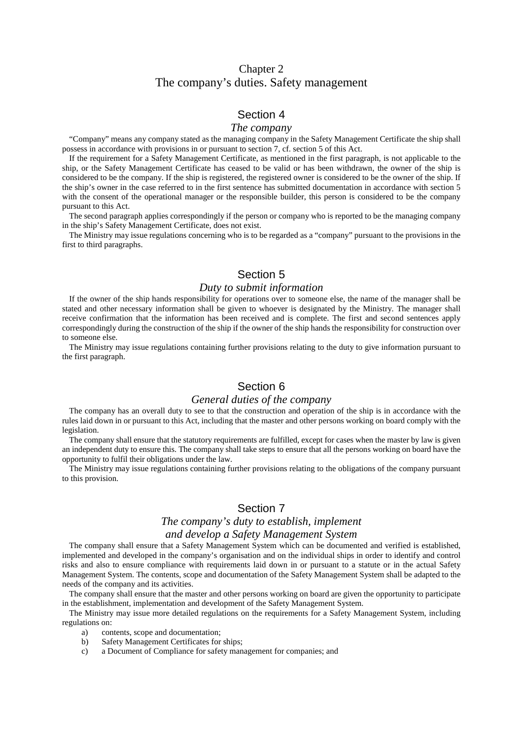## Chapter 2
## The company's duties. Safety management

### Section 4
### *The company*

"Company" means any company stated as the managing company in the Safety Management Certificate the ship shall possess in accordance with provisions in or pursuant to section 7, cf. section 5 of this Act.

If the requirement for a Safety Management Certificate, as mentioned in the first paragraph, is not applicable to the ship, or the Safety Management Certificate has ceased to be valid or has been withdrawn, the owner of the ship is considered to be the company. If the ship is registered, the registered owner is considered to be the owner of the ship. If the ship's owner in the case referred to in the first sentence has submitted documentation in accordance with section 5 with the consent of the operational manager or the responsible builder, this person is considered to be the company pursuant to this Act.

The second paragraph applies correspondingly if the person or company who is reported to be the managing company in the ship's Safety Management Certificate, does not exist.

The Ministry may issue regulations concerning who is to be regarded as a "company" pursuant to the provisions in the first to third paragraphs.

### Section 5
### *Duty to submit information*

If the owner of the ship hands responsibility for operations over to someone else, the name of the manager shall be stated and other necessary information shall be given to whoever is designated by the Ministry. The manager shall receive confirmation that the information has been received and is complete. The first and second sentences apply correspondingly during the construction of the ship if the owner of the ship hands the responsibility for construction over to someone else.

The Ministry may issue regulations containing further provisions relating to the duty to give information pursuant to the first paragraph.

### Section 6
### *General duties of the company*

The company has an overall duty to see to that the construction and operation of the ship is in accordance with the rules laid down in or pursuant to this Act, including that the master and other persons working on board comply with the legislation.

The company shall ensure that the statutory requirements are fulfilled, except for cases when the master by law is given an independent duty to ensure this. The company shall take steps to ensure that all the persons working on board have the opportunity to fulfil their obligations under the law.

The Ministry may issue regulations containing further provisions relating to the obligations of the company pursuant to this provision.

### Section 7
### *The company's duty to establish, implement and develop a Safety Management System*

The company shall ensure that a Safety Management System which can be documented and verified is established, implemented and developed in the company's organisation and on the individual ships in order to identify and control risks and also to ensure compliance with requirements laid down in or pursuant to a statute or in the actual Safety Management System. The contents, scope and documentation of the Safety Management System shall be adapted to the needs of the company and its activities.

The company shall ensure that the master and other persons working on board are given the opportunity to participate in the establishment, implementation and development of the Safety Management System.

The Ministry may issue more detailed regulations on the requirements for a Safety Management System, including regulations on:

a) contents, scope and documentation;
b) Safety Management Certificates for ships;
c) a Document of Compliance for safety management for companies; and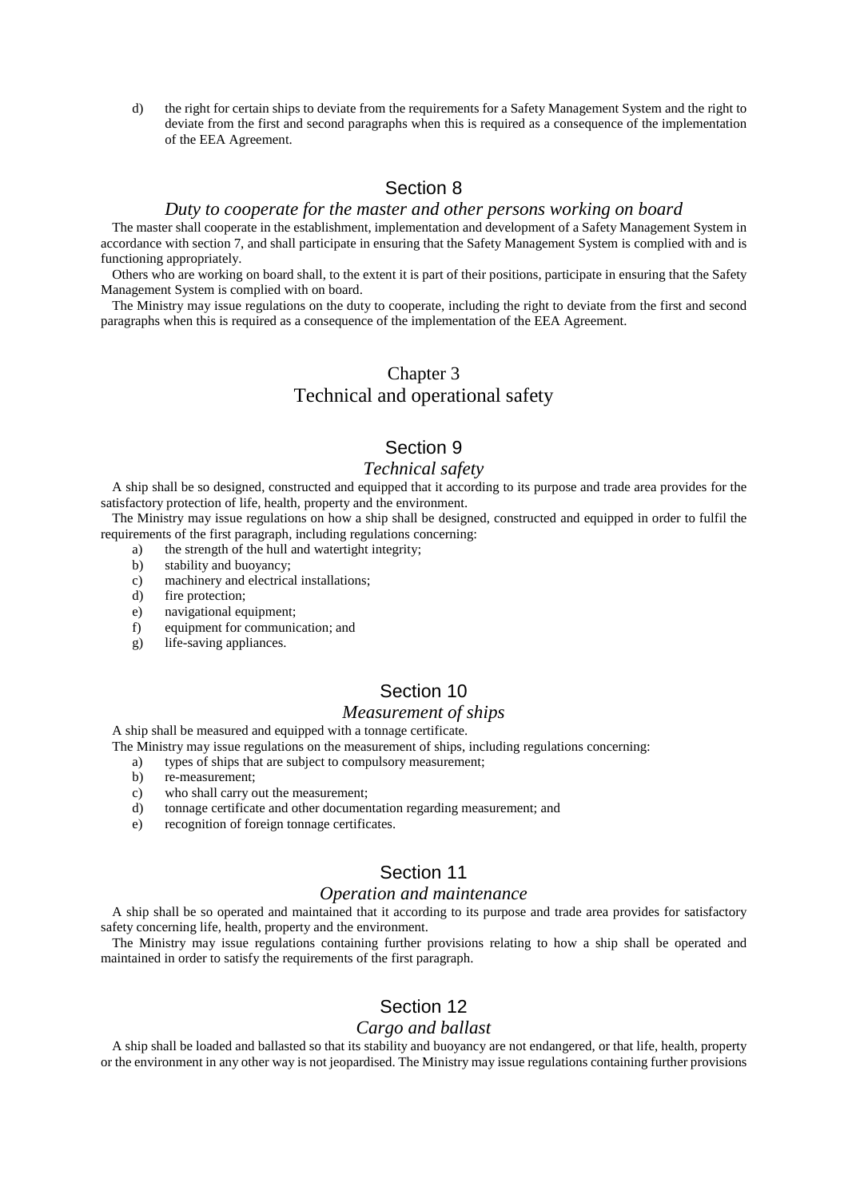d) the right for certain ships to deviate from the requirements for a Safety Management System and the right to deviate from the first and second paragraphs when this is required as a consequence of the implementation of the EEA Agreement.

## Section 8

### *Duty to cooperate for the master and other persons working on board*

The master shall cooperate in the establishment, implementation and development of a Safety Management System in accordance with section 7, and shall participate in ensuring that the Safety Management System is complied with and is functioning appropriately.

Others who are working on board shall, to the extent it is part of their positions, participate in ensuring that the Safety Management System is complied with on board.

The Ministry may issue regulations on the duty to cooperate, including the right to deviate from the first and second paragraphs when this is required as a consequence of the implementation of the EEA Agreement.

# Chapter 3
# Technical and operational safety

## Section 9

### *Technical safety*

A ship shall be so designed, constructed and equipped that it according to its purpose and trade area provides for the satisfactory protection of life, health, property and the environment.

The Ministry may issue regulations on how a ship shall be designed, constructed and equipped in order to fulfil the requirements of the first paragraph, including regulations concerning:

a) the strength of the hull and watertight integrity;
b) stability and buoyancy;
c) machinery and electrical installations;
d) fire protection;
e) navigational equipment;
f) equipment for communication; and
g) life-saving appliances.

## Section 10

### *Measurement of ships*

A ship shall be measured and equipped with a tonnage certificate.

The Ministry may issue regulations on the measurement of ships, including regulations concerning:

a) types of ships that are subject to compulsory measurement;
b) re-measurement;
c) who shall carry out the measurement;
d) tonnage certificate and other documentation regarding measurement; and
e) recognition of foreign tonnage certificates.

## Section 11

### *Operation and maintenance*

A ship shall be so operated and maintained that it according to its purpose and trade area provides for satisfactory safety concerning life, health, property and the environment.

The Ministry may issue regulations containing further provisions relating to how a ship shall be operated and maintained in order to satisfy the requirements of the first paragraph.

## Section 12

### *Cargo and ballast*

A ship shall be loaded and ballasted so that its stability and buoyancy are not endangered, or that life, health, property or the environment in any other way is not jeopardised. The Ministry may issue regulations containing further provisions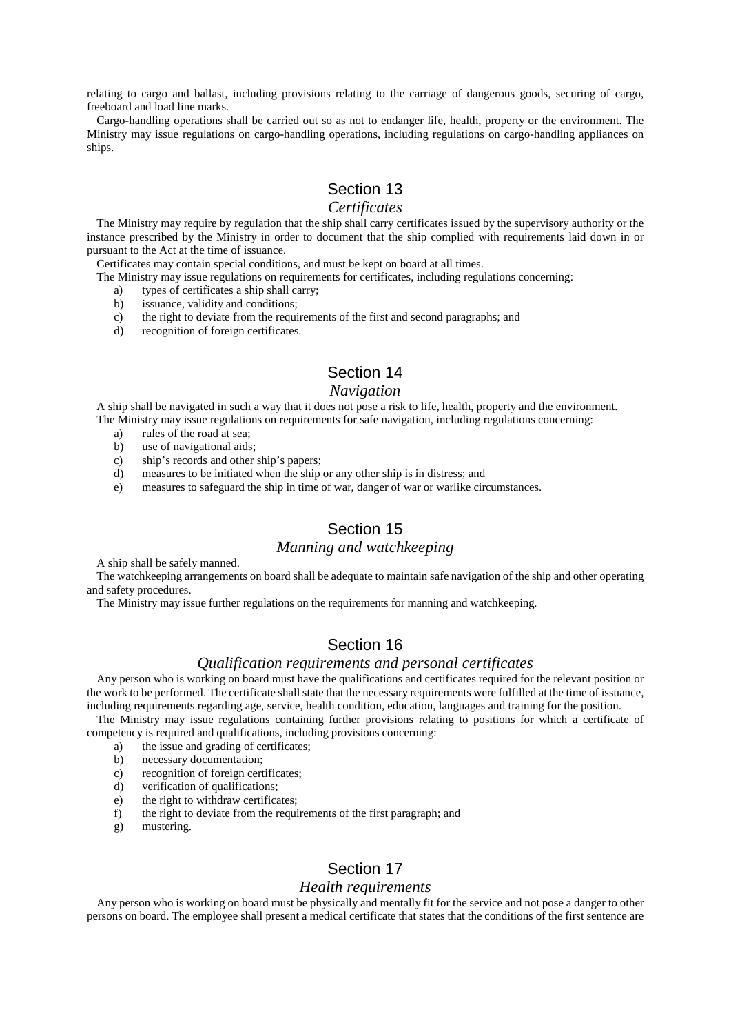relating to cargo and ballast, including provisions relating to the carriage of dangerous goods, securing of cargo, freeboard and load line marks.

Cargo-handling operations shall be carried out so as not to endanger life, health, property or the environment. The Ministry may issue regulations on cargo-handling operations, including regulations on cargo-handling appliances on ships.

## Section 13

### *Certificates*

The Ministry may require by regulation that the ship shall carry certificates issued by the supervisory authority or the instance prescribed by the Ministry in order to document that the ship complied with requirements laid down in or pursuant to the Act at the time of issuance.

Certificates may contain special conditions, and must be kept on board at all times.

The Ministry may issue regulations on requirements for certificates, including regulations concerning:

a) types of certificates a ship shall carry;
b) issuance, validity and conditions;
c) the right to deviate from the requirements of the first and second paragraphs; and
d) recognition of foreign certificates.

## Section 14

### *Navigation*

A ship shall be navigated in such a way that it does not pose a risk to life, health, property and the environment.

The Ministry may issue regulations on requirements for safe navigation, including regulations concerning:

a) rules of the road at sea;
b) use of navigational aids;
c) ship's records and other ship's papers;
d) measures to be initiated when the ship or any other ship is in distress; and
e) measures to safeguard the ship in time of war, danger of war or warlike circumstances.

## Section 15

### *Manning and watchkeeping*

A ship shall be safely manned.

The watchkeeping arrangements on board shall be adequate to maintain safe navigation of the ship and other operating and safety procedures.

The Ministry may issue further regulations on the requirements for manning and watchkeeping.

## Section 16

### *Qualification requirements and personal certificates*

Any person who is working on board must have the qualifications and certificates required for the relevant position or the work to be performed. The certificate shall state that the necessary requirements were fulfilled at the time of issuance, including requirements regarding age, service, health condition, education, languages and training for the position.

The Ministry may issue regulations containing further provisions relating to positions for which a certificate of competency is required and qualifications, including provisions concerning:

a) the issue and grading of certificates;
b) necessary documentation;
c) recognition of foreign certificates;
d) verification of qualifications;
e) the right to withdraw certificates;
f) the right to deviate from the requirements of the first paragraph; and
g) mustering.

## Section 17

### *Health requirements*

Any person who is working on board must be physically and mentally fit for the service and not pose a danger to other persons on board. The employee shall present a medical certificate that states that the conditions of the first sentence are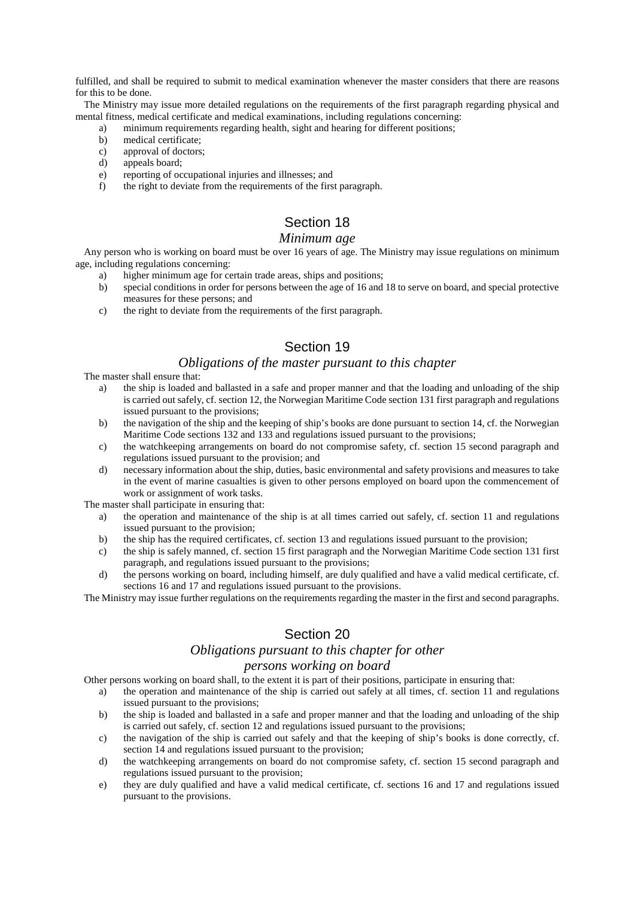fulfilled, and shall be required to submit to medical examination whenever the master considers that there are reasons for this to be done.

The Ministry may issue more detailed regulations on the requirements of the first paragraph regarding physical and mental fitness, medical certificate and medical examinations, including regulations concerning:

a) minimum requirements regarding health, sight and hearing for different positions;
b) medical certificate;
c) approval of doctors;
d) appeals board;
e) reporting of occupational injuries and illnesses; and
f) the right to deviate from the requirements of the first paragraph.

## Section 18

### *Minimum age*

Any person who is working on board must be over 16 years of age. The Ministry may issue regulations on minimum age, including regulations concerning:

a) higher minimum age for certain trade areas, ships and positions;
b) special conditions in order for persons between the age of 16 and 18 to serve on board, and special protective measures for these persons; and
c) the right to deviate from the requirements of the first paragraph.

## Section 19

### *Obligations of the master pursuant to this chapter*

The master shall ensure that:

a) the ship is loaded and ballasted in a safe and proper manner and that the loading and unloading of the ship is carried out safely, cf. section 12, the Norwegian Maritime Code section 131 first paragraph and regulations issued pursuant to the provisions;
b) the navigation of the ship and the keeping of ship's books are done pursuant to section 14, cf. the Norwegian Maritime Code sections 132 and 133 and regulations issued pursuant to the provisions;
c) the watchkeeping arrangements on board do not compromise safety, cf. section 15 second paragraph and regulations issued pursuant to the provision; and
d) necessary information about the ship, duties, basic environmental and safety provisions and measures to take in the event of marine casualties is given to other persons employed on board upon the commencement of work or assignment of work tasks.

The master shall participate in ensuring that:

a) the operation and maintenance of the ship is at all times carried out safely, cf. section 11 and regulations issued pursuant to the provision;
b) the ship has the required certificates, cf. section 13 and regulations issued pursuant to the provision;
c) the ship is safely manned, cf. section 15 first paragraph and the Norwegian Maritime Code section 131 first paragraph, and regulations issued pursuant to the provisions;
d) the persons working on board, including himself, are duly qualified and have a valid medical certificate, cf. sections 16 and 17 and regulations issued pursuant to the provisions.

The Ministry may issue further regulations on the requirements regarding the master in the first and second paragraphs.

## Section 20

### *Obligations pursuant to this chapter for other persons working on board*

Other persons working on board shall, to the extent it is part of their positions, participate in ensuring that:

a) the operation and maintenance of the ship is carried out safely at all times, cf. section 11 and regulations issued pursuant to the provisions;
b) the ship is loaded and ballasted in a safe and proper manner and that the loading and unloading of the ship is carried out safely, cf. section 12 and regulations issued pursuant to the provisions;
c) the navigation of the ship is carried out safely and that the keeping of ship's books is done correctly, cf. section 14 and regulations issued pursuant to the provision;
d) the watchkeeping arrangements on board do not compromise safety, cf. section 15 second paragraph and regulations issued pursuant to the provision;
e) they are duly qualified and have a valid medical certificate, cf. sections 16 and 17 and regulations issued pursuant to the provisions.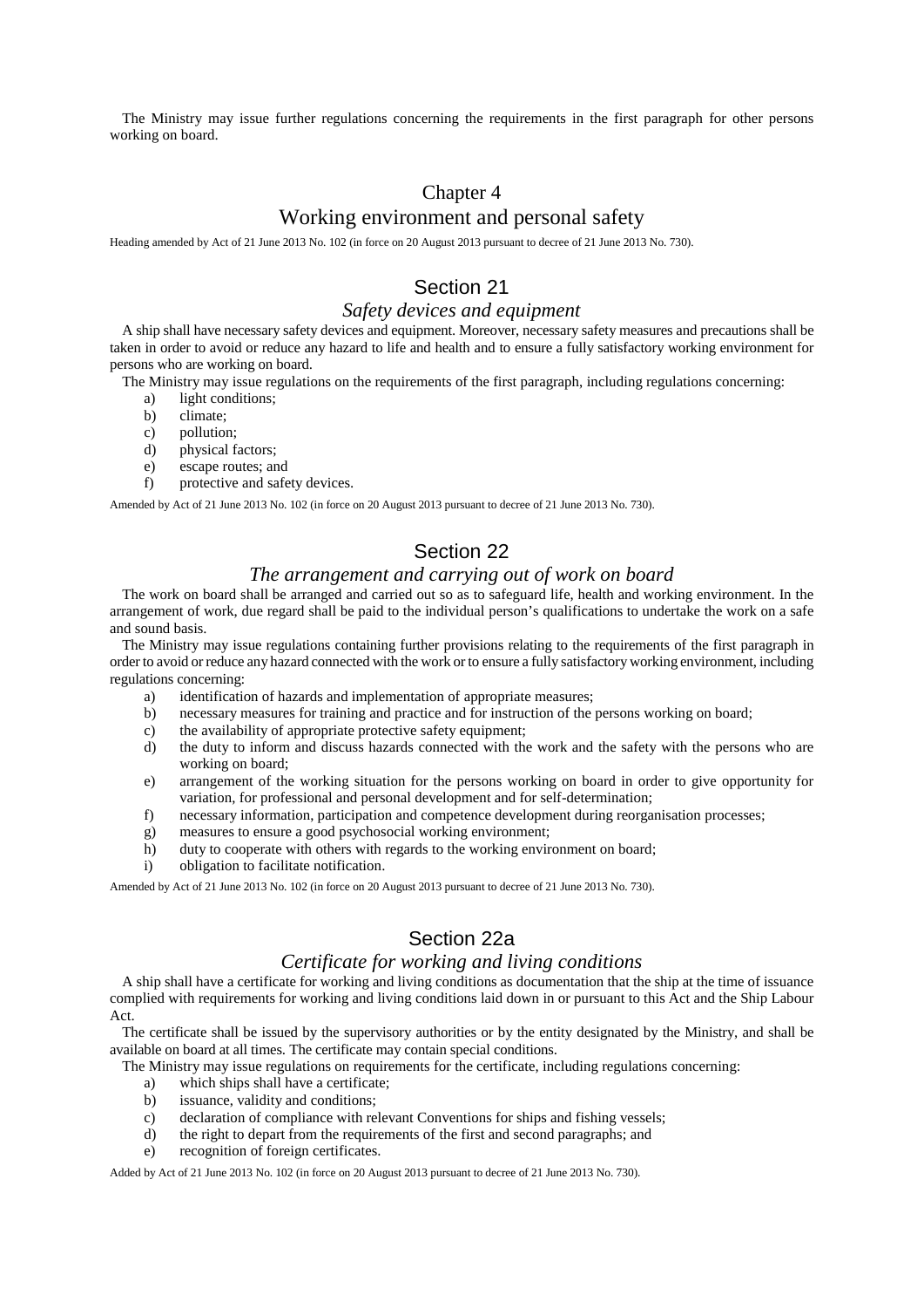The Ministry may issue further regulations concerning the requirements in the first paragraph for other persons working on board.

# Chapter 4

# Working environment and personal safety

Heading amended by Act of 21 June 2013 No. 102 (in force on 20 August 2013 pursuant to decree of 21 June 2013 No. 730).

## Section 21

### *Safety devices and equipment*

A ship shall have necessary safety devices and equipment. Moreover, necessary safety measures and precautions shall be taken in order to avoid or reduce any hazard to life and health and to ensure a fully satisfactory working environment for persons who are working on board.

The Ministry may issue regulations on the requirements of the first paragraph, including regulations concerning:

- a) light conditions;
- b) climate;
- c) pollution;
- d) physical factors;
- e) escape routes; and
- f) protective and safety devices.

Amended by Act of 21 June 2013 No. 102 (in force on 20 August 2013 pursuant to decree of 21 June 2013 No. 730).

## Section 22

### *The arrangement and carrying out of work on board*

The work on board shall be arranged and carried out so as to safeguard life, health and working environment. In the arrangement of work, due regard shall be paid to the individual person's qualifications to undertake the work on a safe and sound basis.

The Ministry may issue regulations containing further provisions relating to the requirements of the first paragraph in order to avoid or reduce any hazard connected with the work or to ensure a fully satisfactory working environment, including regulations concerning:

- a) identification of hazards and implementation of appropriate measures;
- b) necessary measures for training and practice and for instruction of the persons working on board;
- c) the availability of appropriate protective safety equipment;
- d) the duty to inform and discuss hazards connected with the work and the safety with the persons who are working on board;
- e) arrangement of the working situation for the persons working on board in order to give opportunity for variation, for professional and personal development and for self-determination;
- f) necessary information, participation and competence development during reorganisation processes;
- g) measures to ensure a good psychosocial working environment;
- h) duty to cooperate with others with regards to the working environment on board;
- i) obligation to facilitate notification.

Amended by Act of 21 June 2013 No. 102 (in force on 20 August 2013 pursuant to decree of 21 June 2013 No. 730).

## Section 22a

### *Certificate for working and living conditions*

A ship shall have a certificate for working and living conditions as documentation that the ship at the time of issuance complied with requirements for working and living conditions laid down in or pursuant to this Act and the Ship Labour Act.

The certificate shall be issued by the supervisory authorities or by the entity designated by the Ministry, and shall be available on board at all times. The certificate may contain special conditions.

The Ministry may issue regulations on requirements for the certificate, including regulations concerning:

- a) which ships shall have a certificate;
- b) issuance, validity and conditions;
- c) declaration of compliance with relevant Conventions for ships and fishing vessels;
- d) the right to depart from the requirements of the first and second paragraphs; and
- e) recognition of foreign certificates.

Added by Act of 21 June 2013 No. 102 (in force on 20 August 2013 pursuant to decree of 21 June 2013 No. 730).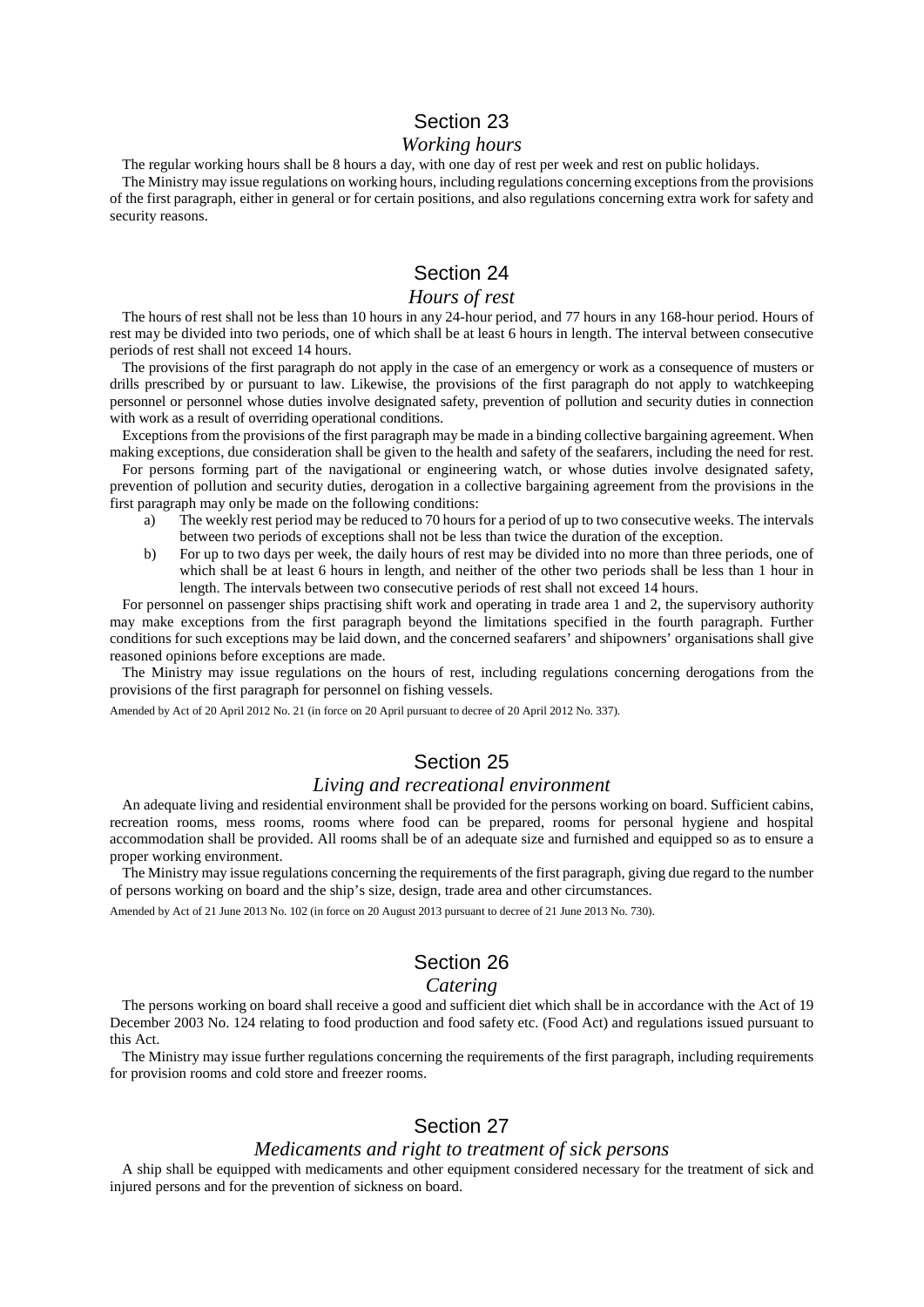## Section 23

### *Working hours*

The regular working hours shall be 8 hours a day, with one day of rest per week and rest on public holidays.

The Ministry may issue regulations on working hours, including regulations concerning exceptions from the provisions of the first paragraph, either in general or for certain positions, and also regulations concerning extra work for safety and security reasons.

## Section 24

### *Hours of rest*

The hours of rest shall not be less than 10 hours in any 24-hour period, and 77 hours in any 168-hour period. Hours of rest may be divided into two periods, one of which shall be at least 6 hours in length. The interval between consecutive periods of rest shall not exceed 14 hours.

The provisions of the first paragraph do not apply in the case of an emergency or work as a consequence of musters or drills prescribed by or pursuant to law. Likewise, the provisions of the first paragraph do not apply to watchkeeping personnel or personnel whose duties involve designated safety, prevention of pollution and security duties in connection with work as a result of overriding operational conditions.

Exceptions from the provisions of the first paragraph may be made in a binding collective bargaining agreement. When making exceptions, due consideration shall be given to the health and safety of the seafarers, including the need for rest.

For persons forming part of the navigational or engineering watch, or whose duties involve designated safety, prevention of pollution and security duties, derogation in a collective bargaining agreement from the provisions in the first paragraph may only be made on the following conditions:

a) The weekly rest period may be reduced to 70 hours for a period of up to two consecutive weeks. The intervals between two periods of exceptions shall not be less than twice the duration of the exception.

b) For up to two days per week, the daily hours of rest may be divided into no more than three periods, one of which shall be at least 6 hours in length, and neither of the other two periods shall be less than 1 hour in length. The intervals between two consecutive periods of rest shall not exceed 14 hours.

For personnel on passenger ships practising shift work and operating in trade area 1 and 2, the supervisory authority may make exceptions from the first paragraph beyond the limitations specified in the fourth paragraph. Further conditions for such exceptions may be laid down, and the concerned seafarers' and shipowners' organisations shall give reasoned opinions before exceptions are made.

The Ministry may issue regulations on the hours of rest, including regulations concerning derogations from the provisions of the first paragraph for personnel on fishing vessels.

Amended by Act of 20 April 2012 No. 21 (in force on 20 April pursuant to decree of 20 April 2012 No. 337).

## Section 25

### *Living and recreational environment*

An adequate living and residential environment shall be provided for the persons working on board. Sufficient cabins, recreation rooms, mess rooms, rooms where food can be prepared, rooms for personal hygiene and hospital accommodation shall be provided. All rooms shall be of an adequate size and furnished and equipped so as to ensure a proper working environment.

The Ministry may issue regulations concerning the requirements of the first paragraph, giving due regard to the number of persons working on board and the ship's size, design, trade area and other circumstances.

Amended by Act of 21 June 2013 No. 102 (in force on 20 August 2013 pursuant to decree of 21 June 2013 No. 730).

## Section 26

### *Catering*

The persons working on board shall receive a good and sufficient diet which shall be in accordance with the Act of 19 December 2003 No. 124 relating to food production and food safety etc. (Food Act) and regulations issued pursuant to this Act.

The Ministry may issue further regulations concerning the requirements of the first paragraph, including requirements for provision rooms and cold store and freezer rooms.

## Section 27

### *Medicaments and right to treatment of sick persons*

A ship shall be equipped with medicaments and other equipment considered necessary for the treatment of sick and injured persons and for the prevention of sickness on board.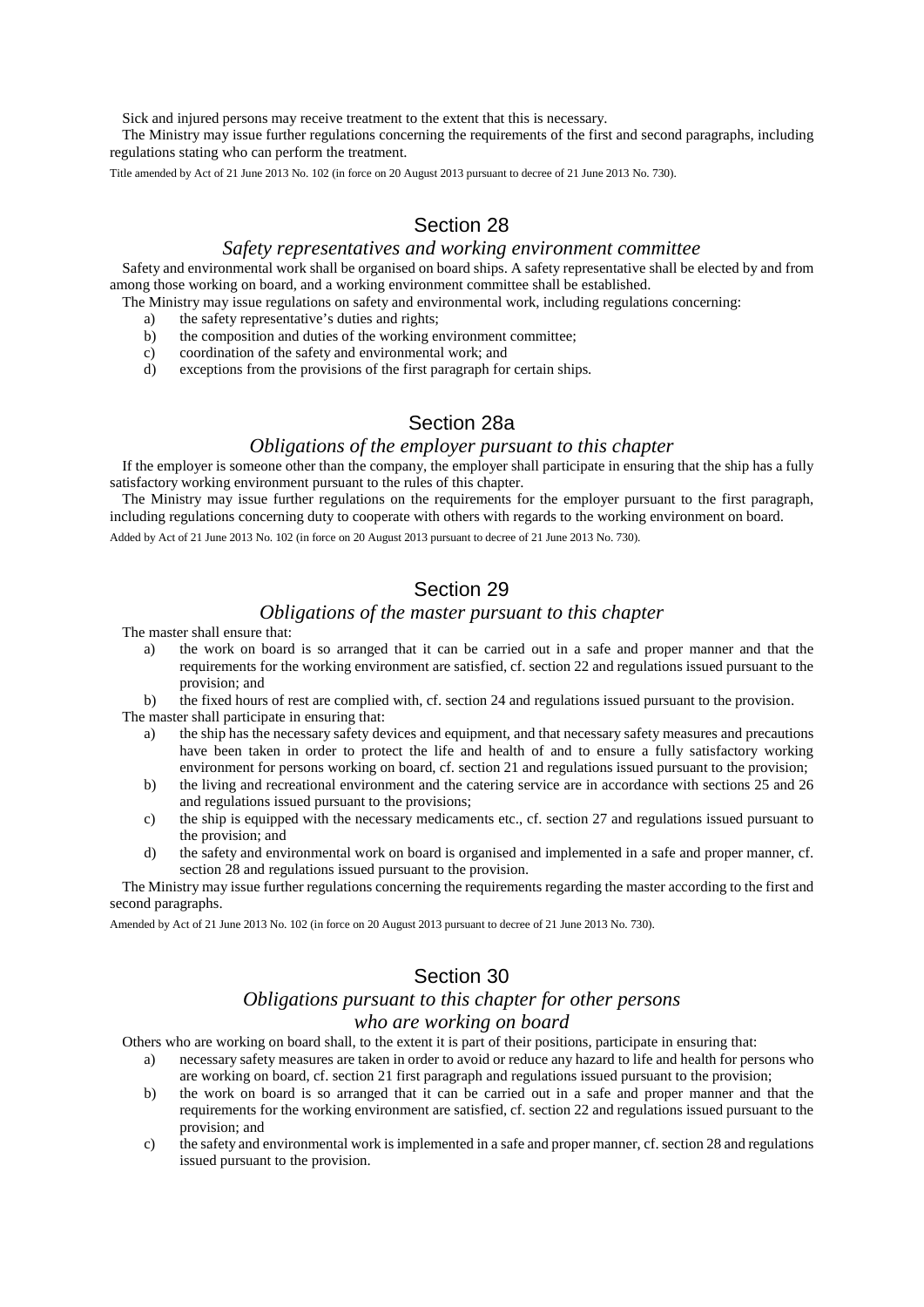Sick and injured persons may receive treatment to the extent that this is necessary.

The Ministry may issue further regulations concerning the requirements of the first and second paragraphs, including regulations stating who can perform the treatment.

Title amended by Act of 21 June 2013 No. 102 (in force on 20 August 2013 pursuant to decree of 21 June 2013 No. 730).

## Section 28

### *Safety representatives and working environment committee*

Safety and environmental work shall be organised on board ships. A safety representative shall be elected by and from among those working on board, and a working environment committee shall be established.

The Ministry may issue regulations on safety and environmental work, including regulations concerning:

a) the safety representative's duties and rights;
b) the composition and duties of the working environment committee;
c) coordination of the safety and environmental work; and
d) exceptions from the provisions of the first paragraph for certain ships.

## Section 28a

### *Obligations of the employer pursuant to this chapter*

If the employer is someone other than the company, the employer shall participate in ensuring that the ship has a fully satisfactory working environment pursuant to the rules of this chapter.

The Ministry may issue further regulations on the requirements for the employer pursuant to the first paragraph, including regulations concerning duty to cooperate with others with regards to the working environment on board.

Added by Act of 21 June 2013 No. 102 (in force on 20 August 2013 pursuant to decree of 21 June 2013 No. 730).

## Section 29

### *Obligations of the master pursuant to this chapter*

The master shall ensure that:

a) the work on board is so arranged that it can be carried out in a safe and proper manner and that the requirements for the working environment are satisfied, cf. section 22 and regulations issued pursuant to the provision; and
b) the fixed hours of rest are complied with, cf. section 24 and regulations issued pursuant to the provision.

The master shall participate in ensuring that:

a) the ship has the necessary safety devices and equipment, and that necessary safety measures and precautions have been taken in order to protect the life and health of and to ensure a fully satisfactory working environment for persons working on board, cf. section 21 and regulations issued pursuant to the provision;
b) the living and recreational environment and the catering service are in accordance with sections 25 and 26 and regulations issued pursuant to the provisions;
c) the ship is equipped with the necessary medicaments etc., cf. section 27 and regulations issued pursuant to the provision; and
d) the safety and environmental work on board is organised and implemented in a safe and proper manner, cf. section 28 and regulations issued pursuant to the provision.

The Ministry may issue further regulations concerning the requirements regarding the master according to the first and second paragraphs.

Amended by Act of 21 June 2013 No. 102 (in force on 20 August 2013 pursuant to decree of 21 June 2013 No. 730).

## Section 30

### *Obligations pursuant to this chapter for other persons who are working on board*

Others who are working on board shall, to the extent it is part of their positions, participate in ensuring that:

a) necessary safety measures are taken in order to avoid or reduce any hazard to life and health for persons who are working on board, cf. section 21 first paragraph and regulations issued pursuant to the provision;
b) the work on board is so arranged that it can be carried out in a safe and proper manner and that the requirements for the working environment are satisfied, cf. section 22 and regulations issued pursuant to the provision; and
c) the safety and environmental work is implemented in a safe and proper manner, cf. section 28 and regulations issued pursuant to the provision.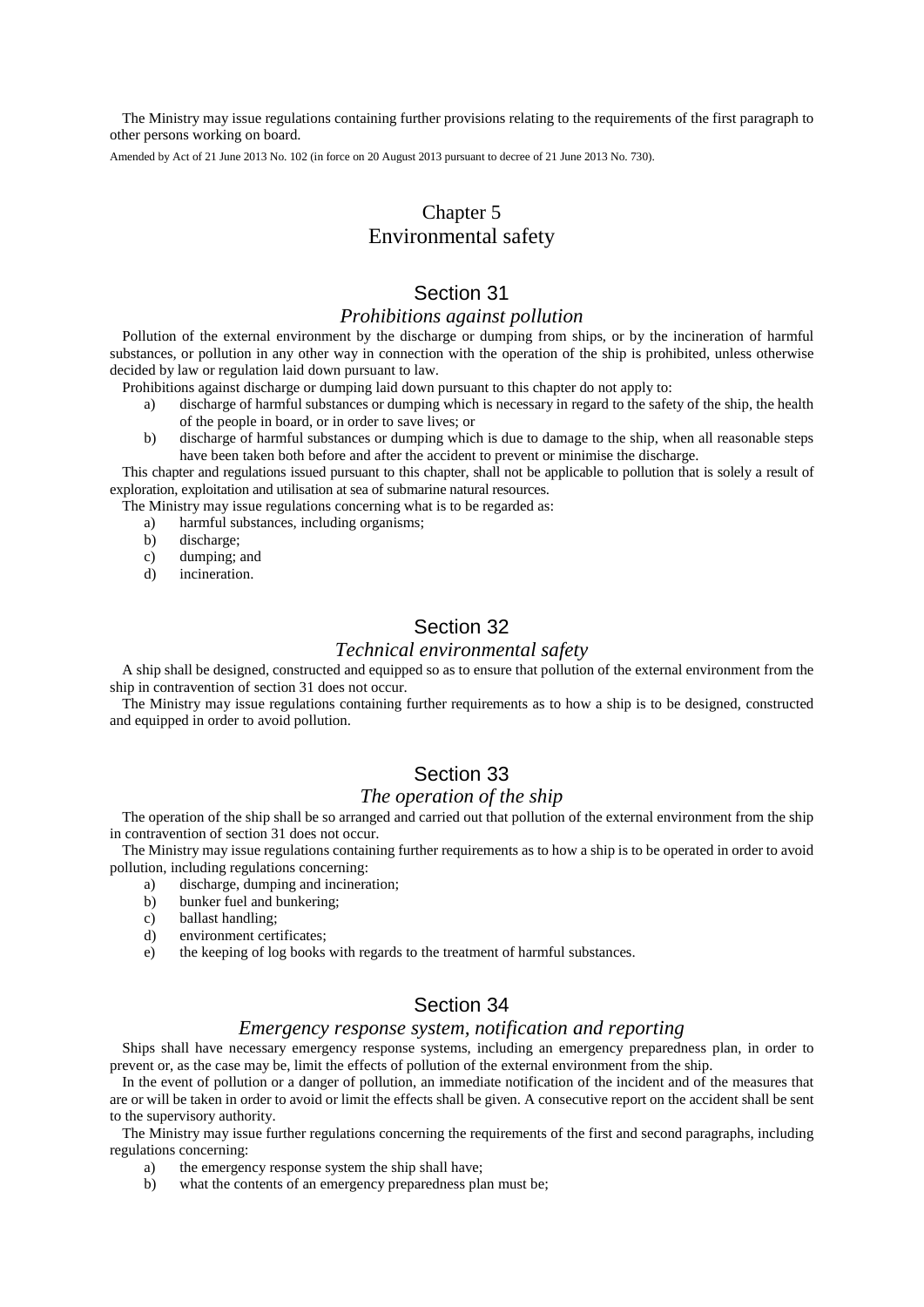The Ministry may issue regulations containing further provisions relating to the requirements of the first paragraph to other persons working on board.

Amended by Act of 21 June 2013 No. 102 (in force on 20 August 2013 pursuant to decree of 21 June 2013 No. 730).

## Chapter 5
## Environmental safety

### Section 31
### *Prohibitions against pollution*

Pollution of the external environment by the discharge or dumping from ships, or by the incineration of harmful substances, or pollution in any other way in connection with the operation of the ship is prohibited, unless otherwise decided by law or regulation laid down pursuant to law.

Prohibitions against discharge or dumping laid down pursuant to this chapter do not apply to:

a) discharge of harmful substances or dumping which is necessary in regard to the safety of the ship, the health of the people in board, or in order to save lives; or
b) discharge of harmful substances or dumping which is due to damage to the ship, when all reasonable steps have been taken both before and after the accident to prevent or minimise the discharge.

This chapter and regulations issued pursuant to this chapter, shall not be applicable to pollution that is solely a result of exploration, exploitation and utilisation at sea of submarine natural resources.

The Ministry may issue regulations concerning what is to be regarded as:

a) harmful substances, including organisms;
b) discharge;
c) dumping; and
d) incineration.

### Section 32
### *Technical environmental safety*

A ship shall be designed, constructed and equipped so as to ensure that pollution of the external environment from the ship in contravention of section 31 does not occur.

The Ministry may issue regulations containing further requirements as to how a ship is to be designed, constructed and equipped in order to avoid pollution.

### Section 33
### *The operation of the ship*

The operation of the ship shall be so arranged and carried out that pollution of the external environment from the ship in contravention of section 31 does not occur.

The Ministry may issue regulations containing further requirements as to how a ship is to be operated in order to avoid pollution, including regulations concerning:

a) discharge, dumping and incineration;
b) bunker fuel and bunkering;
c) ballast handling;
d) environment certificates;
e) the keeping of log books with regards to the treatment of harmful substances.

### Section 34
### *Emergency response system, notification and reporting*

Ships shall have necessary emergency response systems, including an emergency preparedness plan, in order to prevent or, as the case may be, limit the effects of pollution of the external environment from the ship.

In the event of pollution or a danger of pollution, an immediate notification of the incident and of the measures that are or will be taken in order to avoid or limit the effects shall be given. A consecutive report on the accident shall be sent to the supervisory authority.

The Ministry may issue further regulations concerning the requirements of the first and second paragraphs, including regulations concerning:

a) the emergency response system the ship shall have;
b) what the contents of an emergency preparedness plan must be;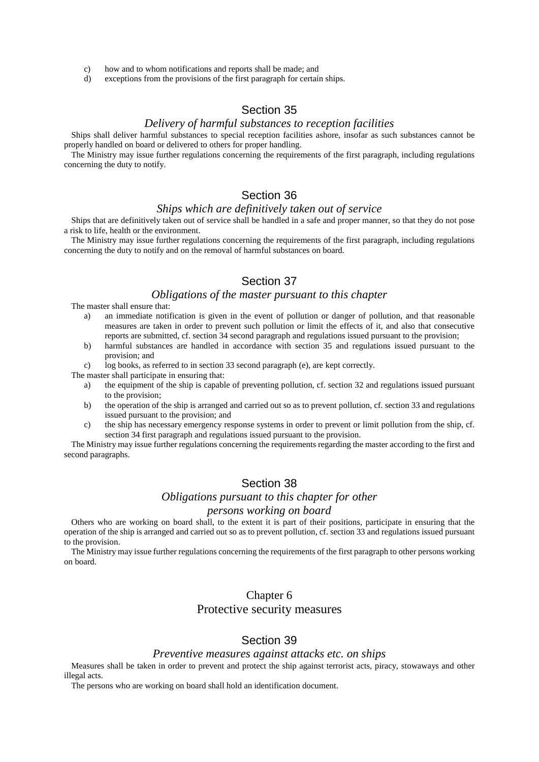c) how and to whom notifications and reports shall be made; and
d) exceptions from the provisions of the first paragraph for certain ships.

## Section 35

### *Delivery of harmful substances to reception facilities*

Ships shall deliver harmful substances to special reception facilities ashore, insofar as such substances cannot be properly handled on board or delivered to others for proper handling.

The Ministry may issue further regulations concerning the requirements of the first paragraph, including regulations concerning the duty to notify.

## Section 36

### *Ships which are definitively taken out of service*

Ships that are definitively taken out of service shall be handled in a safe and proper manner, so that they do not pose a risk to life, health or the environment.

The Ministry may issue further regulations concerning the requirements of the first paragraph, including regulations concerning the duty to notify and on the removal of harmful substances on board.

## Section 37

### *Obligations of the master pursuant to this chapter*

The master shall ensure that:

a) an immediate notification is given in the event of pollution or danger of pollution, and that reasonable measures are taken in order to prevent such pollution or limit the effects of it, and also that consecutive reports are submitted, cf. section 34 second paragraph and regulations issued pursuant to the provision;
b) harmful substances are handled in accordance with section 35 and regulations issued pursuant to the provision; and
c) log books, as referred to in section 33 second paragraph (e), are kept correctly.

The master shall participate in ensuring that:

a) the equipment of the ship is capable of preventing pollution, cf. section 32 and regulations issued pursuant to the provision;
b) the operation of the ship is arranged and carried out so as to prevent pollution, cf. section 33 and regulations issued pursuant to the provision; and
c) the ship has necessary emergency response systems in order to prevent or limit pollution from the ship, cf. section 34 first paragraph and regulations issued pursuant to the provision.

The Ministry may issue further regulations concerning the requirements regarding the master according to the first and second paragraphs.

## Section 38

### *Obligations pursuant to this chapter for other persons working on board*

Others who are working on board shall, to the extent it is part of their positions, participate in ensuring that the operation of the ship is arranged and carried out so as to prevent pollution, cf. section 33 and regulations issued pursuant to the provision.

The Ministry may issue further regulations concerning the requirements of the first paragraph to other persons working on board.

# Chapter 6
# Protective security measures

## Section 39

### *Preventive measures against attacks etc. on ships*

Measures shall be taken in order to prevent and protect the ship against terrorist acts, piracy, stowaways and other illegal acts.

The persons who are working on board shall hold an identification document.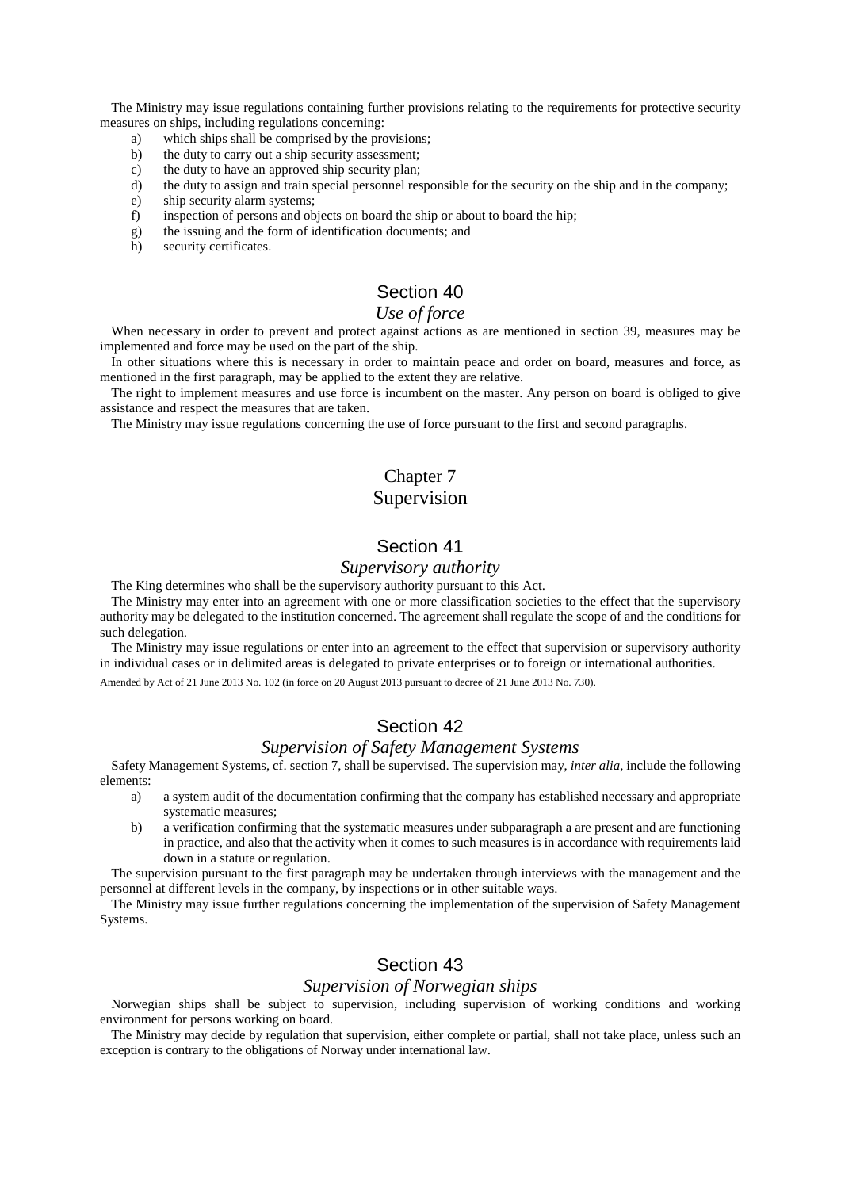The Ministry may issue regulations containing further provisions relating to the requirements for protective security measures on ships, including regulations concerning:

a) which ships shall be comprised by the provisions;
b) the duty to carry out a ship security assessment;
c) the duty to have an approved ship security plan;
d) the duty to assign and train special personnel responsible for the security on the ship and in the company;
e) ship security alarm systems;
f) inspection of persons and objects on board the ship or about to board the hip;
g) the issuing and the form of identification documents; and
h) security certificates.

## Section 40

### *Use of force*

When necessary in order to prevent and protect against actions as are mentioned in section 39, measures may be implemented and force may be used on the part of the ship.

In other situations where this is necessary in order to maintain peace and order on board, measures and force, as mentioned in the first paragraph, may be applied to the extent they are relative.

The right to implement measures and use force is incumbent on the master. Any person on board is obliged to give assistance and respect the measures that are taken.

The Ministry may issue regulations concerning the use of force pursuant to the first and second paragraphs.

# Chapter 7
# Supervision

## Section 41

### *Supervisory authority*

The King determines who shall be the supervisory authority pursuant to this Act.

The Ministry may enter into an agreement with one or more classification societies to the effect that the supervisory authority may be delegated to the institution concerned. The agreement shall regulate the scope of and the conditions for such delegation.

The Ministry may issue regulations or enter into an agreement to the effect that supervision or supervisory authority in individual cases or in delimited areas is delegated to private enterprises or to foreign or international authorities.

Amended by Act of 21 June 2013 No. 102 (in force on 20 August 2013 pursuant to decree of 21 June 2013 No. 730).

## Section 42

### *Supervision of Safety Management Systems*

Safety Management Systems, cf. section 7, shall be supervised. The supervision may, *inter alia*, include the following elements:

a) a system audit of the documentation confirming that the company has established necessary and appropriate systematic measures;
b) a verification confirming that the systematic measures under subparagraph a are present and are functioning in practice, and also that the activity when it comes to such measures is in accordance with requirements laid down in a statute or regulation.

The supervision pursuant to the first paragraph may be undertaken through interviews with the management and the personnel at different levels in the company, by inspections or in other suitable ways.

The Ministry may issue further regulations concerning the implementation of the supervision of Safety Management Systems.

## Section 43

### *Supervision of Norwegian ships*

Norwegian ships shall be subject to supervision, including supervision of working conditions and working environment for persons working on board.

The Ministry may decide by regulation that supervision, either complete or partial, shall not take place, unless such an exception is contrary to the obligations of Norway under international law.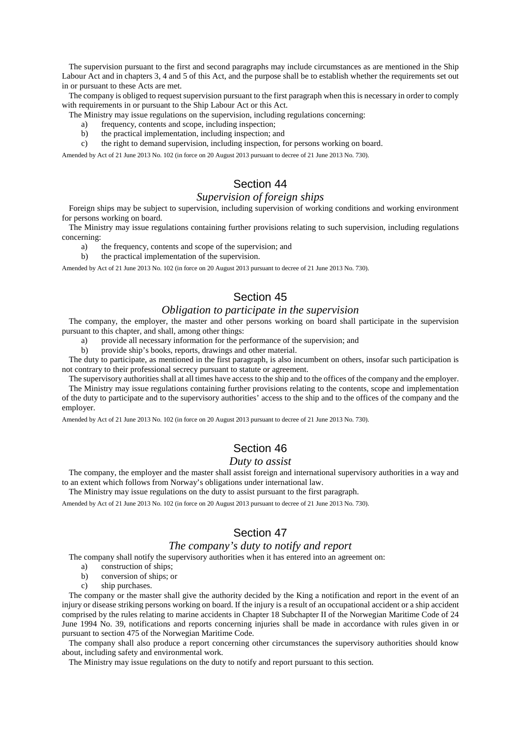The supervision pursuant to the first and second paragraphs may include circumstances as are mentioned in the Ship Labour Act and in chapters 3, 4 and 5 of this Act, and the purpose shall be to establish whether the requirements set out in or pursuant to these Acts are met.

The company is obliged to request supervision pursuant to the first paragraph when this is necessary in order to comply with requirements in or pursuant to the Ship Labour Act or this Act.

The Ministry may issue regulations on the supervision, including regulations concerning:

a) frequency, contents and scope, including inspection;
b) the practical implementation, including inspection; and
c) the right to demand supervision, including inspection, for persons working on board.

Amended by Act of 21 June 2013 No. 102 (in force on 20 August 2013 pursuant to decree of 21 June 2013 No. 730).

## Section 44

### *Supervision of foreign ships*

Foreign ships may be subject to supervision, including supervision of working conditions and working environment for persons working on board.

The Ministry may issue regulations containing further provisions relating to such supervision, including regulations concerning:

a) the frequency, contents and scope of the supervision; and
b) the practical implementation of the supervision.

Amended by Act of 21 June 2013 No. 102 (in force on 20 August 2013 pursuant to decree of 21 June 2013 No. 730).

## Section 45

### *Obligation to participate in the supervision*

The company, the employer, the master and other persons working on board shall participate in the supervision pursuant to this chapter, and shall, among other things:

a) provide all necessary information for the performance of the supervision; and
b) provide ship's books, reports, drawings and other material.

The duty to participate, as mentioned in the first paragraph, is also incumbent on others, insofar such participation is not contrary to their professional secrecy pursuant to statute or agreement.

The supervisory authorities shall at all times have access to the ship and to the offices of the company and the employer.

The Ministry may issue regulations containing further provisions relating to the contents, scope and implementation of the duty to participate and to the supervisory authorities' access to the ship and to the offices of the company and the employer.

Amended by Act of 21 June 2013 No. 102 (in force on 20 August 2013 pursuant to decree of 21 June 2013 No. 730).

## Section 46

### *Duty to assist*

The company, the employer and the master shall assist foreign and international supervisory authorities in a way and to an extent which follows from Norway's obligations under international law.

The Ministry may issue regulations on the duty to assist pursuant to the first paragraph.

Amended by Act of 21 June 2013 No. 102 (in force on 20 August 2013 pursuant to decree of 21 June 2013 No. 730).

## Section 47

### *The company's duty to notify and report*

The company shall notify the supervisory authorities when it has entered into an agreement on:

a) construction of ships;
b) conversion of ships; or
c) ship purchases.

The company or the master shall give the authority decided by the King a notification and report in the event of an injury or disease striking persons working on board. If the injury is a result of an occupational accident or a ship accident comprised by the rules relating to marine accidents in Chapter 18 Subchapter II of the Norwegian Maritime Code of 24 June 1994 No. 39, notifications and reports concerning injuries shall be made in accordance with rules given in or pursuant to section 475 of the Norwegian Maritime Code.

The company shall also produce a report concerning other circumstances the supervisory authorities should know about, including safety and environmental work.

The Ministry may issue regulations on the duty to notify and report pursuant to this section.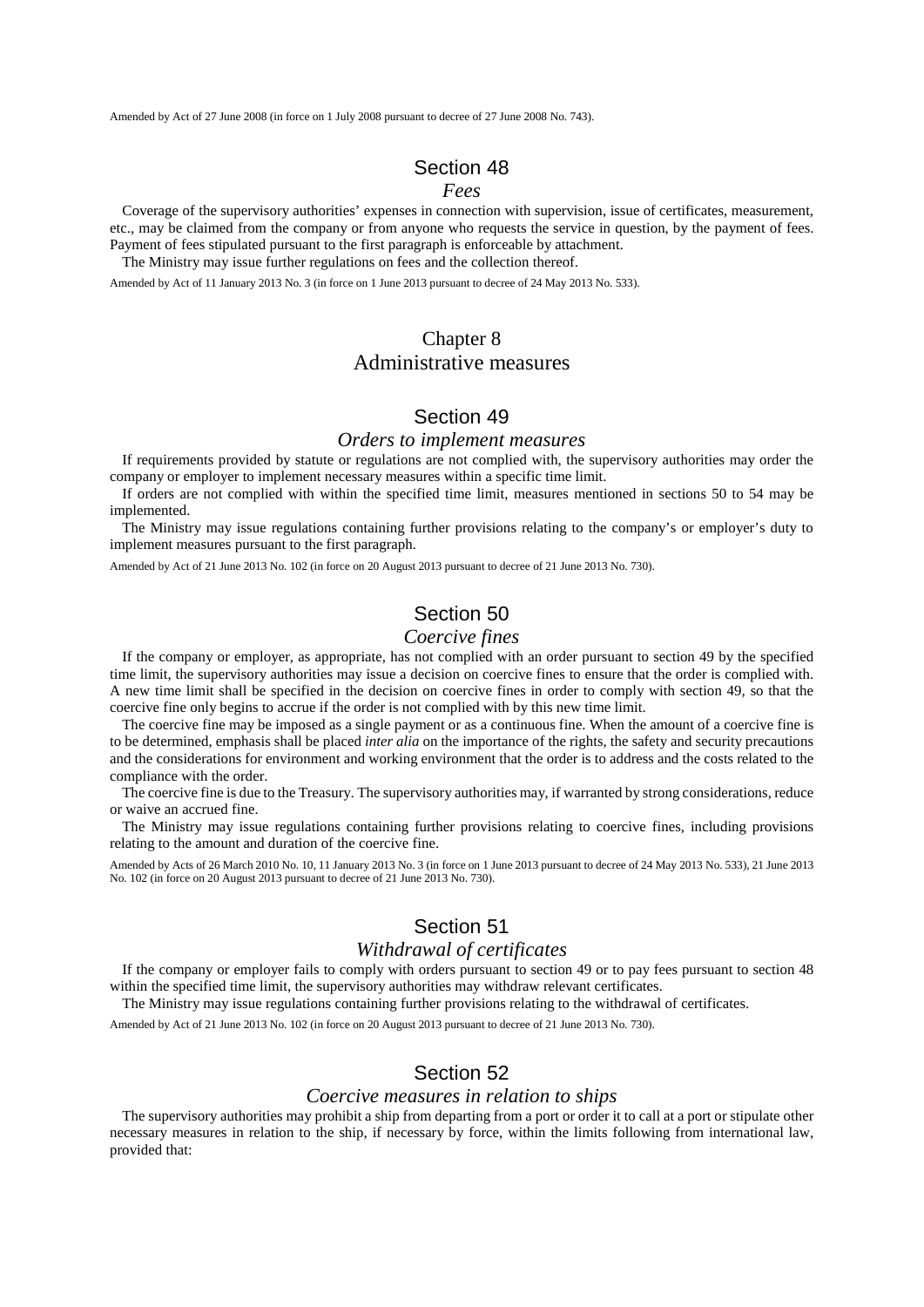Amended by Act of 27 June 2008 (in force on 1 July 2008 pursuant to decree of 27 June 2008 No. 743).

## Section 48

### *Fees*

Coverage of the supervisory authorities' expenses in connection with supervision, issue of certificates, measurement, etc., may be claimed from the company or from anyone who requests the service in question, by the payment of fees. Payment of fees stipulated pursuant to the first paragraph is enforceable by attachment.

The Ministry may issue further regulations on fees and the collection thereof.

Amended by Act of 11 January 2013 No. 3 (in force on 1 June 2013 pursuant to decree of 24 May 2013 No. 533).

# Chapter 8
# Administrative measures

## Section 49

### *Orders to implement measures*

If requirements provided by statute or regulations are not complied with, the supervisory authorities may order the company or employer to implement necessary measures within a specific time limit.

If orders are not complied with within the specified time limit, measures mentioned in sections 50 to 54 may be implemented.

The Ministry may issue regulations containing further provisions relating to the company's or employer's duty to implement measures pursuant to the first paragraph.

Amended by Act of 21 June 2013 No. 102 (in force on 20 August 2013 pursuant to decree of 21 June 2013 No. 730).

## Section 50

### *Coercive fines*

If the company or employer, as appropriate, has not complied with an order pursuant to section 49 by the specified time limit, the supervisory authorities may issue a decision on coercive fines to ensure that the order is complied with. A new time limit shall be specified in the decision on coercive fines in order to comply with section 49, so that the coercive fine only begins to accrue if the order is not complied with by this new time limit.

The coercive fine may be imposed as a single payment or as a continuous fine. When the amount of a coercive fine is to be determined, emphasis shall be placed *inter alia* on the importance of the rights, the safety and security precautions and the considerations for environment and working environment that the order is to address and the costs related to the compliance with the order.

The coercive fine is due to the Treasury. The supervisory authorities may, if warranted by strong considerations, reduce or waive an accrued fine.

The Ministry may issue regulations containing further provisions relating to coercive fines, including provisions relating to the amount and duration of the coercive fine.

Amended by Acts of 26 March 2010 No. 10, 11 January 2013 No. 3 (in force on 1 June 2013 pursuant to decree of 24 May 2013 No. 533), 21 June 2013 No. 102 (in force on 20 August 2013 pursuant to decree of 21 June 2013 No. 730).

## Section 51

### *Withdrawal of certificates*

If the company or employer fails to comply with orders pursuant to section 49 or to pay fees pursuant to section 48 within the specified time limit, the supervisory authorities may withdraw relevant certificates.

The Ministry may issue regulations containing further provisions relating to the withdrawal of certificates.

Amended by Act of 21 June 2013 No. 102 (in force on 20 August 2013 pursuant to decree of 21 June 2013 No. 730).

## Section 52

### *Coercive measures in relation to ships*

The supervisory authorities may prohibit a ship from departing from a port or order it to call at a port or stipulate other necessary measures in relation to the ship, if necessary by force, within the limits following from international law, provided that: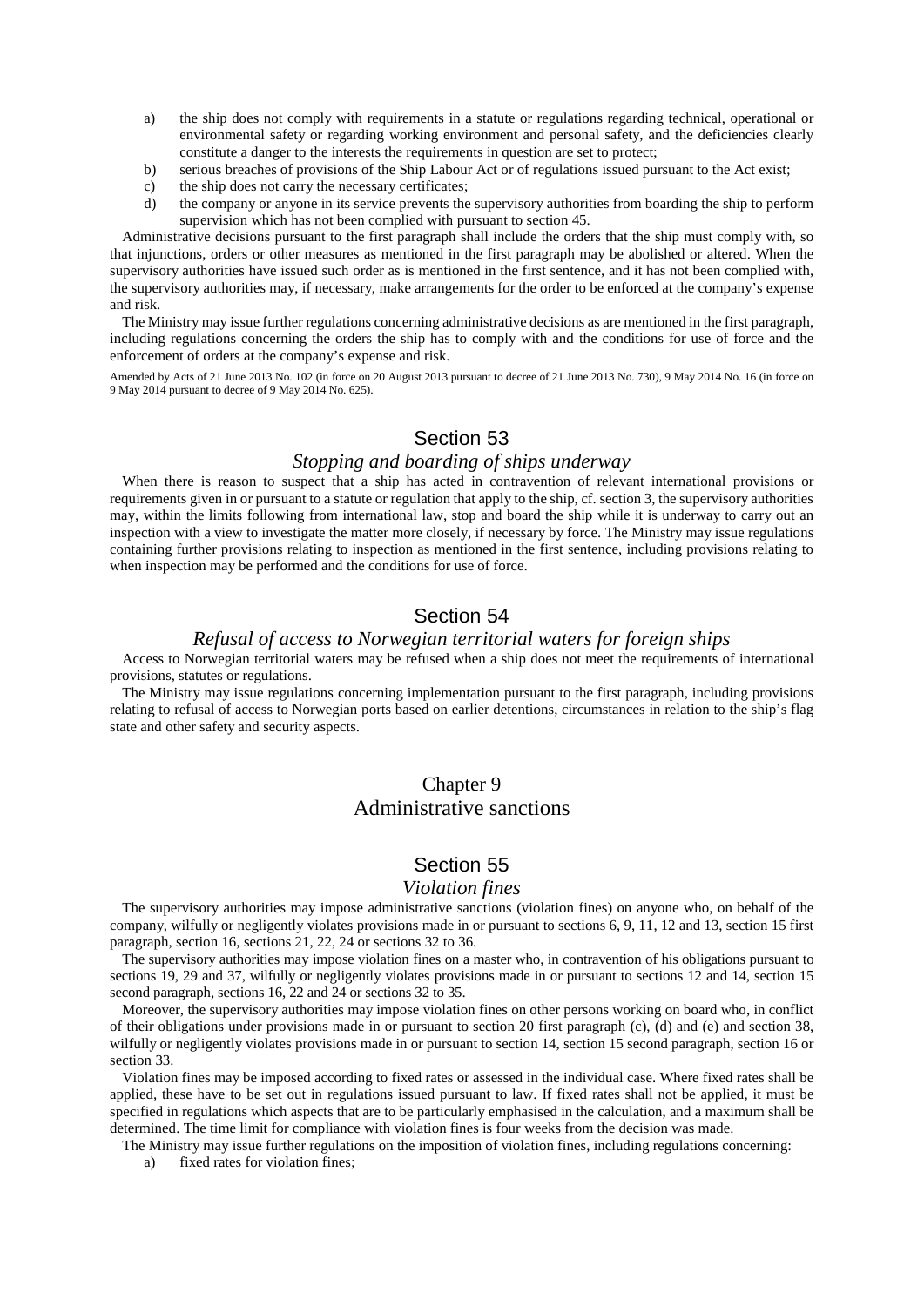a) the ship does not comply with requirements in a statute or regulations regarding technical, operational or environmental safety or regarding working environment and personal safety, and the deficiencies clearly constitute a danger to the interests the requirements in question are set to protect;
b) serious breaches of provisions of the Ship Labour Act or of regulations issued pursuant to the Act exist;
c) the ship does not carry the necessary certificates;
d) the company or anyone in its service prevents the supervisory authorities from boarding the ship to perform supervision which has not been complied with pursuant to section 45.

Administrative decisions pursuant to the first paragraph shall include the orders that the ship must comply with, so that injunctions, orders or other measures as mentioned in the first paragraph may be abolished or altered. When the supervisory authorities have issued such order as is mentioned in the first sentence, and it has not been complied with, the supervisory authorities may, if necessary, make arrangements for the order to be enforced at the company's expense and risk.

The Ministry may issue further regulations concerning administrative decisions as are mentioned in the first paragraph, including regulations concerning the orders the ship has to comply with and the conditions for use of force and the enforcement of orders at the company's expense and risk.

Amended by Acts of 21 June 2013 No. 102 (in force on 20 August 2013 pursuant to decree of 21 June 2013 No. 730), 9 May 2014 No. 16 (in force on 9 May 2014 pursuant to decree of 9 May 2014 No. 625).

## Section 53

### *Stopping and boarding of ships underway*

When there is reason to suspect that a ship has acted in contravention of relevant international provisions or requirements given in or pursuant to a statute or regulation that apply to the ship, cf. section 3, the supervisory authorities may, within the limits following from international law, stop and board the ship while it is underway to carry out an inspection with a view to investigate the matter more closely, if necessary by force. The Ministry may issue regulations containing further provisions relating to inspection as mentioned in the first sentence, including provisions relating to when inspection may be performed and the conditions for use of force.

## Section 54

### *Refusal of access to Norwegian territorial waters for foreign ships*

Access to Norwegian territorial waters may be refused when a ship does not meet the requirements of international provisions, statutes or regulations.

The Ministry may issue regulations concerning implementation pursuant to the first paragraph, including provisions relating to refusal of access to Norwegian ports based on earlier detentions, circumstances in relation to the ship's flag state and other safety and security aspects.

# Chapter 9
# Administrative sanctions

## Section 55

### *Violation fines*

The supervisory authorities may impose administrative sanctions (violation fines) on anyone who, on behalf of the company, wilfully or negligently violates provisions made in or pursuant to sections 6, 9, 11, 12 and 13, section 15 first paragraph, section 16, sections 21, 22, 24 or sections 32 to 36.

The supervisory authorities may impose violation fines on a master who, in contravention of his obligations pursuant to sections 19, 29 and 37, wilfully or negligently violates provisions made in or pursuant to sections 12 and 14, section 15 second paragraph, sections 16, 22 and 24 or sections 32 to 35.

Moreover, the supervisory authorities may impose violation fines on other persons working on board who, in conflict of their obligations under provisions made in or pursuant to section 20 first paragraph (c), (d) and (e) and section 38, wilfully or negligently violates provisions made in or pursuant to section 14, section 15 second paragraph, section 16 or section 33.

Violation fines may be imposed according to fixed rates or assessed in the individual case. Where fixed rates shall be applied, these have to be set out in regulations issued pursuant to law. If fixed rates shall not be applied, it must be specified in regulations which aspects that are to be particularly emphasised in the calculation, and a maximum shall be determined. The time limit for compliance with violation fines is four weeks from the decision was made.

The Ministry may issue further regulations on the imposition of violation fines, including regulations concerning:

a) fixed rates for violation fines;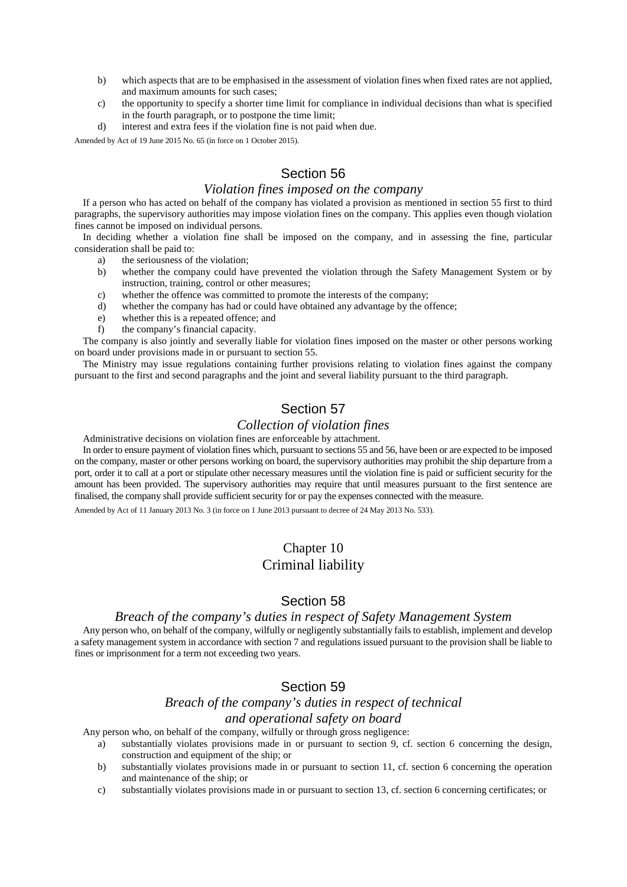b) which aspects that are to be emphasised in the assessment of violation fines when fixed rates are not applied, and maximum amounts for such cases;
c) the opportunity to specify a shorter time limit for compliance in individual decisions than what is specified in the fourth paragraph, or to postpone the time limit;
d) interest and extra fees if the violation fine is not paid when due.

Amended by Act of 19 June 2015 No. 65 (in force on 1 October 2015).

## Section 56

### *Violation fines imposed on the company*

If a person who has acted on behalf of the company has violated a provision as mentioned in section 55 first to third paragraphs, the supervisory authorities may impose violation fines on the company. This applies even though violation fines cannot be imposed on individual persons.

In deciding whether a violation fine shall be imposed on the company, and in assessing the fine, particular consideration shall be paid to:

a) the seriousness of the violation;
b) whether the company could have prevented the violation through the Safety Management System or by instruction, training, control or other measures;
c) whether the offence was committed to promote the interests of the company;
d) whether the company has had or could have obtained any advantage by the offence;
e) whether this is a repeated offence; and
f) the company's financial capacity.

The company is also jointly and severally liable for violation fines imposed on the master or other persons working on board under provisions made in or pursuant to section 55.

The Ministry may issue regulations containing further provisions relating to violation fines against the company pursuant to the first and second paragraphs and the joint and several liability pursuant to the third paragraph.

## Section 57

### *Collection of violation fines*

Administrative decisions on violation fines are enforceable by attachment.

In order to ensure payment of violation fines which, pursuant to sections 55 and 56, have been or are expected to be imposed on the company, master or other persons working on board, the supervisory authorities may prohibit the ship departure from a port, order it to call at a port or stipulate other necessary measures until the violation fine is paid or sufficient security for the amount has been provided. The supervisory authorities may require that until measures pursuant to the first sentence are finalised, the company shall provide sufficient security for or pay the expenses connected with the measure.

Amended by Act of 11 January 2013 No. 3 (in force on 1 June 2013 pursuant to decree of 24 May 2013 No. 533).

# Chapter 10
# Criminal liability

## Section 58

### *Breach of the company's duties in respect of Safety Management System*

Any person who, on behalf of the company, wilfully or negligently substantially fails to establish, implement and develop a safety management system in accordance with section 7 and regulations issued pursuant to the provision shall be liable to fines or imprisonment for a term not exceeding two years.

## Section 59

### *Breach of the company's duties in respect of technical and operational safety on board*

Any person who, on behalf of the company, wilfully or through gross negligence:

a) substantially violates provisions made in or pursuant to section 9, cf. section 6 concerning the design, construction and equipment of the ship; or
b) substantially violates provisions made in or pursuant to section 11, cf. section 6 concerning the operation and maintenance of the ship; or
c) substantially violates provisions made in or pursuant to section 13, cf. section 6 concerning certificates; or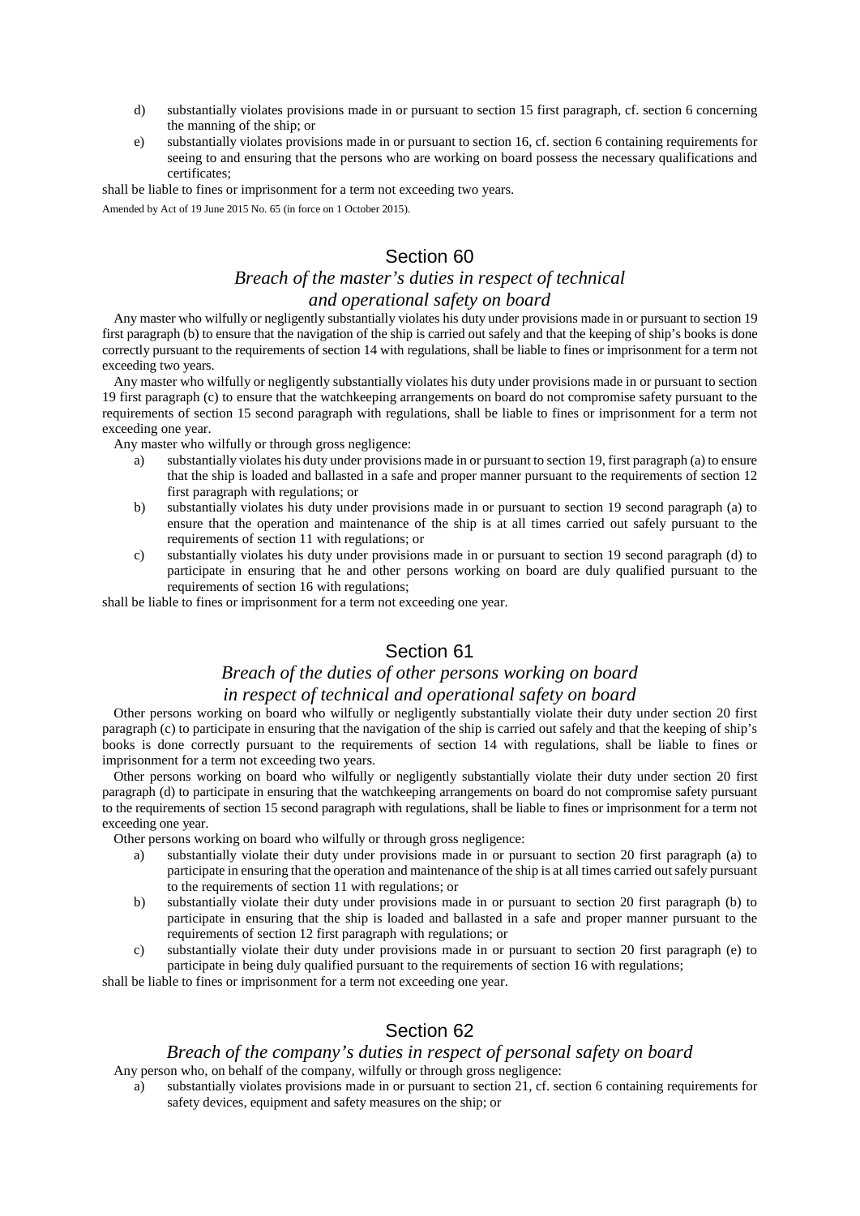d) substantially violates provisions made in or pursuant to section 15 first paragraph, cf. section 6 concerning the manning of the ship; or

e) substantially violates provisions made in or pursuant to section 16, cf. section 6 containing requirements for seeing to and ensuring that the persons who are working on board possess the necessary qualifications and certificates;

shall be liable to fines or imprisonment for a term not exceeding two years.

Amended by Act of 19 June 2015 No. 65 (in force on 1 October 2015).

## Section 60

### *Breach of the master's duties in respect of technical and operational safety on board*

Any master who wilfully or negligently substantially violates his duty under provisions made in or pursuant to section 19 first paragraph (b) to ensure that the navigation of the ship is carried out safely and that the keeping of ship's books is done correctly pursuant to the requirements of section 14 with regulations, shall be liable to fines or imprisonment for a term not exceeding two years.

Any master who wilfully or negligently substantially violates his duty under provisions made in or pursuant to section 19 first paragraph (c) to ensure that the watchkeeping arrangements on board do not compromise safety pursuant to the requirements of section 15 second paragraph with regulations, shall be liable to fines or imprisonment for a term not exceeding one year.

Any master who wilfully or through gross negligence:

a) substantially violates his duty under provisions made in or pursuant to section 19, first paragraph (a) to ensure that the ship is loaded and ballasted in a safe and proper manner pursuant to the requirements of section 12 first paragraph with regulations; or

b) substantially violates his duty under provisions made in or pursuant to section 19 second paragraph (a) to ensure that the operation and maintenance of the ship is at all times carried out safely pursuant to the requirements of section 11 with regulations; or

c) substantially violates his duty under provisions made in or pursuant to section 19 second paragraph (d) to participate in ensuring that he and other persons working on board are duly qualified pursuant to the requirements of section 16 with regulations;

shall be liable to fines or imprisonment for a term not exceeding one year.

## Section 61

### *Breach of the duties of other persons working on board in respect of technical and operational safety on board*

Other persons working on board who wilfully or negligently substantially violate their duty under section 20 first paragraph (c) to participate in ensuring that the navigation of the ship is carried out safely and that the keeping of ship's books is done correctly pursuant to the requirements of section 14 with regulations, shall be liable to fines or imprisonment for a term not exceeding two years.

Other persons working on board who wilfully or negligently substantially violate their duty under section 20 first paragraph (d) to participate in ensuring that the watchkeeping arrangements on board do not compromise safety pursuant to the requirements of section 15 second paragraph with regulations, shall be liable to fines or imprisonment for a term not exceeding one year.

Other persons working on board who wilfully or through gross negligence:

a) substantially violate their duty under provisions made in or pursuant to section 20 first paragraph (a) to participate in ensuring that the operation and maintenance of the ship is at all times carried out safely pursuant to the requirements of section 11 with regulations; or

b) substantially violate their duty under provisions made in or pursuant to section 20 first paragraph (b) to participate in ensuring that the ship is loaded and ballasted in a safe and proper manner pursuant to the requirements of section 12 first paragraph with regulations; or

c) substantially violate their duty under provisions made in or pursuant to section 20 first paragraph (e) to participate in being duly qualified pursuant to the requirements of section 16 with regulations;

shall be liable to fines or imprisonment for a term not exceeding one year.

## Section 62

### *Breach of the company's duties in respect of personal safety on board*

Any person who, on behalf of the company, wilfully or through gross negligence:

a) substantially violates provisions made in or pursuant to section 21, cf. section 6 containing requirements for safety devices, equipment and safety measures on the ship; or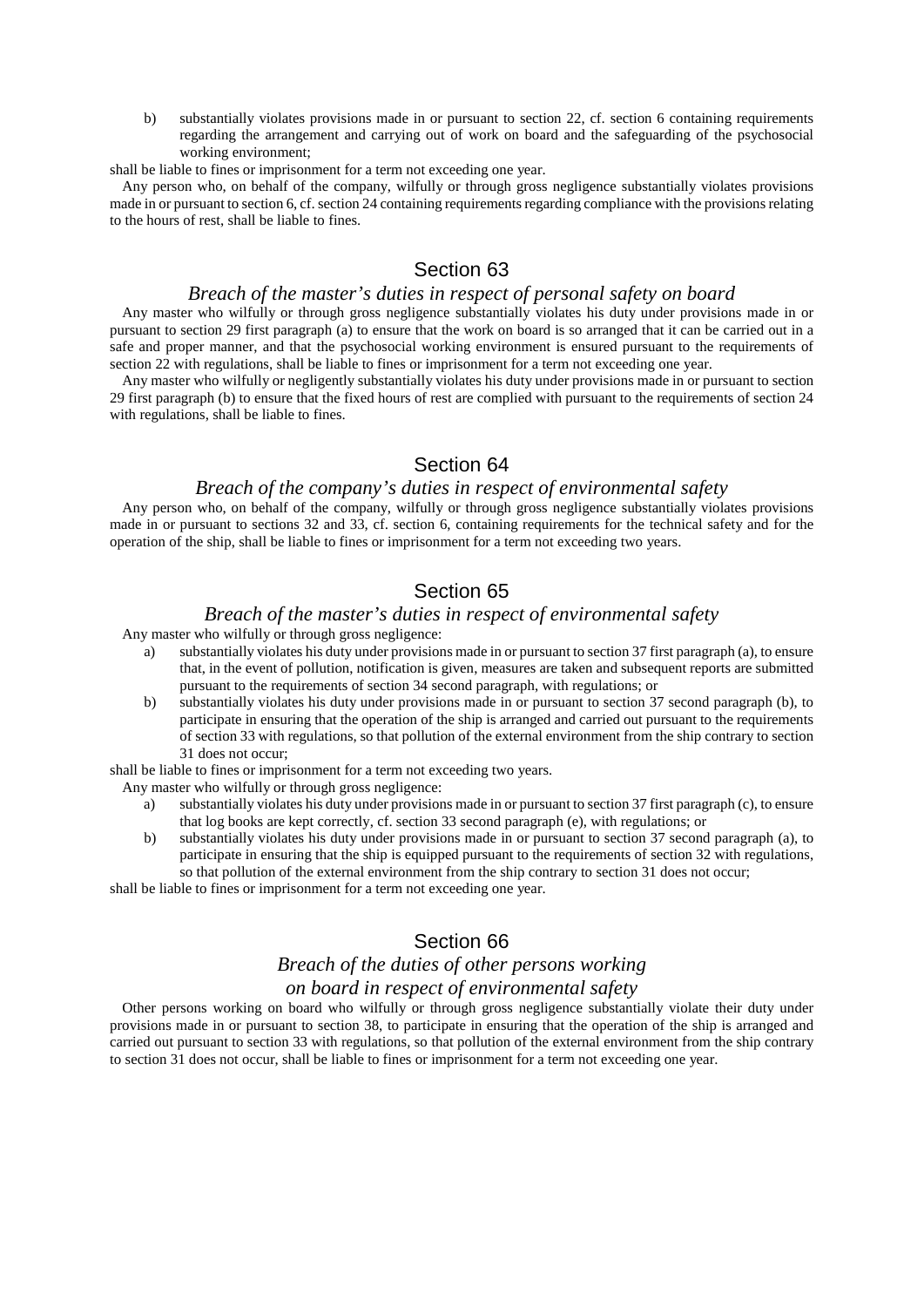b) substantially violates provisions made in or pursuant to section 22, cf. section 6 containing requirements regarding the arrangement and carrying out of work on board and the safeguarding of the psychosocial working environment;

shall be liable to fines or imprisonment for a term not exceeding one year.

Any person who, on behalf of the company, wilfully or through gross negligence substantially violates provisions made in or pursuant to section 6, cf. section 24 containing requirements regarding compliance with the provisions relating to the hours of rest, shall be liable to fines.

## Section 63

### *Breach of the master's duties in respect of personal safety on board*

Any master who wilfully or through gross negligence substantially violates his duty under provisions made in or pursuant to section 29 first paragraph (a) to ensure that the work on board is so arranged that it can be carried out in a safe and proper manner, and that the psychosocial working environment is ensured pursuant to the requirements of section 22 with regulations, shall be liable to fines or imprisonment for a term not exceeding one year.

Any master who wilfully or negligently substantially violates his duty under provisions made in or pursuant to section 29 first paragraph (b) to ensure that the fixed hours of rest are complied with pursuant to the requirements of section 24 with regulations, shall be liable to fines.

## Section 64

### *Breach of the company's duties in respect of environmental safety*

Any person who, on behalf of the company, wilfully or through gross negligence substantially violates provisions made in or pursuant to sections 32 and 33, cf. section 6, containing requirements for the technical safety and for the operation of the ship, shall be liable to fines or imprisonment for a term not exceeding two years.

## Section 65

### *Breach of the master's duties in respect of environmental safety*

Any master who wilfully or through gross negligence:

a) substantially violates his duty under provisions made in or pursuant to section 37 first paragraph (a), to ensure that, in the event of pollution, notification is given, measures are taken and subsequent reports are submitted pursuant to the requirements of section 34 second paragraph, with regulations; or

b) substantially violates his duty under provisions made in or pursuant to section 37 second paragraph (b), to participate in ensuring that the operation of the ship is arranged and carried out pursuant to the requirements of section 33 with regulations, so that pollution of the external environment from the ship contrary to section 31 does not occur;

shall be liable to fines or imprisonment for a term not exceeding two years.

Any master who wilfully or through gross negligence:

a) substantially violates his duty under provisions made in or pursuant to section 37 first paragraph (c), to ensure that log books are kept correctly, cf. section 33 second paragraph (e), with regulations; or

b) substantially violates his duty under provisions made in or pursuant to section 37 second paragraph (a), to participate in ensuring that the ship is equipped pursuant to the requirements of section 32 with regulations, so that pollution of the external environment from the ship contrary to section 31 does not occur;

shall be liable to fines or imprisonment for a term not exceeding one year.

## Section 66

### *Breach of the duties of other persons working on board in respect of environmental safety*

Other persons working on board who wilfully or through gross negligence substantially violate their duty under provisions made in or pursuant to section 38, to participate in ensuring that the operation of the ship is arranged and carried out pursuant to section 33 with regulations, so that pollution of the external environment from the ship contrary to section 31 does not occur, shall be liable to fines or imprisonment for a term not exceeding one year.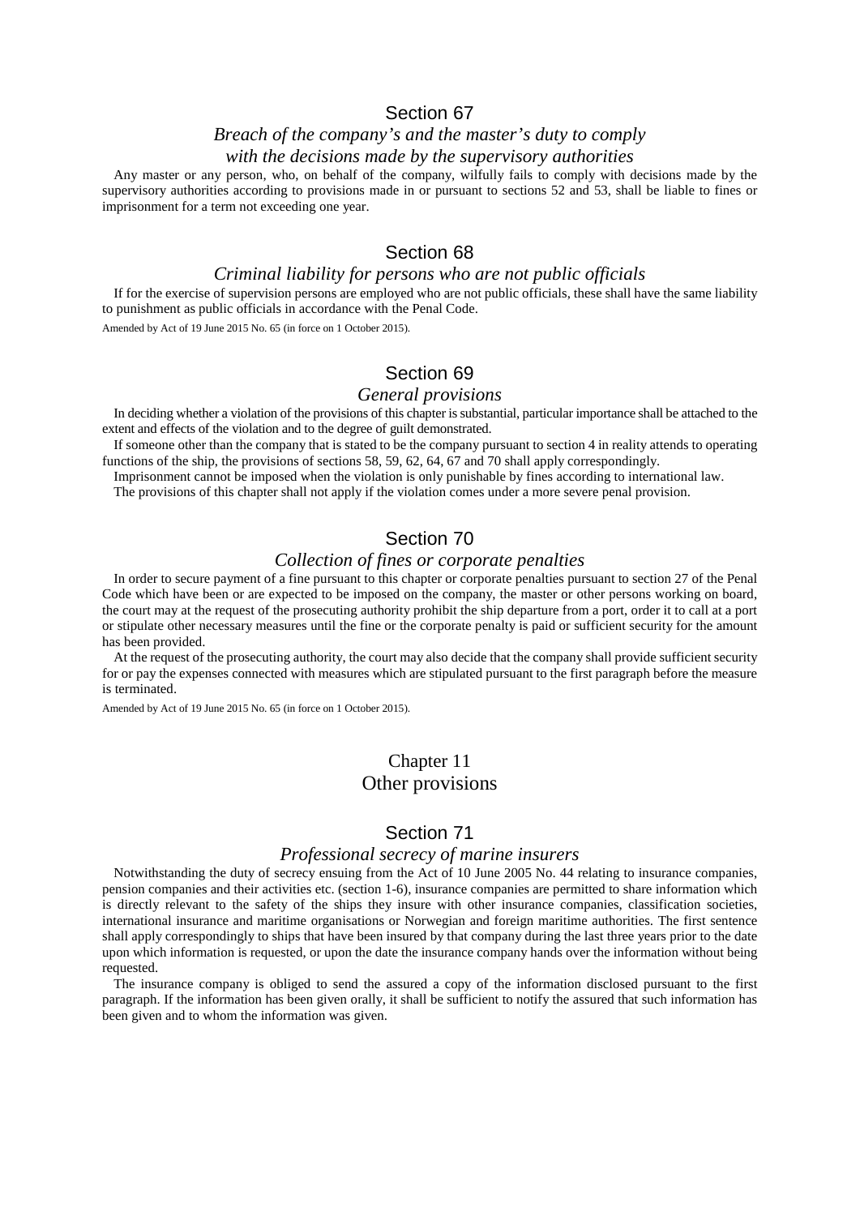## Section 67

*Breach of the company's and the master's duty to comply with the decisions made by the supervisory authorities*

Any master or any person, who, on behalf of the company, wilfully fails to comply with decisions made by the supervisory authorities according to provisions made in or pursuant to sections 52 and 53, shall be liable to fines or imprisonment for a term not exceeding one year.

## Section 68

*Criminal liability for persons who are not public officials*

If for the exercise of supervision persons are employed who are not public officials, these shall have the same liability to punishment as public officials in accordance with the Penal Code.

Amended by Act of 19 June 2015 No. 65 (in force on 1 October 2015).

## Section 69

*General provisions*

In deciding whether a violation of the provisions of this chapter is substantial, particular importance shall be attached to the extent and effects of the violation and to the degree of guilt demonstrated.

If someone other than the company that is stated to be the company pursuant to section 4 in reality attends to operating functions of the ship, the provisions of sections 58, 59, 62, 64, 67 and 70 shall apply correspondingly.

Imprisonment cannot be imposed when the violation is only punishable by fines according to international law.

The provisions of this chapter shall not apply if the violation comes under a more severe penal provision.

## Section 70

*Collection of fines or corporate penalties*

In order to secure payment of a fine pursuant to this chapter or corporate penalties pursuant to section 27 of the Penal Code which have been or are expected to be imposed on the company, the master or other persons working on board, the court may at the request of the prosecuting authority prohibit the ship departure from a port, order it to call at a port or stipulate other necessary measures until the fine or the corporate penalty is paid or sufficient security for the amount has been provided.

At the request of the prosecuting authority, the court may also decide that the company shall provide sufficient security for or pay the expenses connected with measures which are stipulated pursuant to the first paragraph before the measure is terminated.

Amended by Act of 19 June 2015 No. 65 (in force on 1 October 2015).

# Chapter 11
# Other provisions

## Section 71

*Professional secrecy of marine insurers*

Notwithstanding the duty of secrecy ensuing from the Act of 10 June 2005 No. 44 relating to insurance companies, pension companies and their activities etc. (section 1-6), insurance companies are permitted to share information which is directly relevant to the safety of the ships they insure with other insurance companies, classification societies, international insurance and maritime organisations or Norwegian and foreign maritime authorities. The first sentence shall apply correspondingly to ships that have been insured by that company during the last three years prior to the date upon which information is requested, or upon the date the insurance company hands over the information without being requested.

The insurance company is obliged to send the assured a copy of the information disclosed pursuant to the first paragraph. If the information has been given orally, it shall be sufficient to notify the assured that such information has been given and to whom the information was given.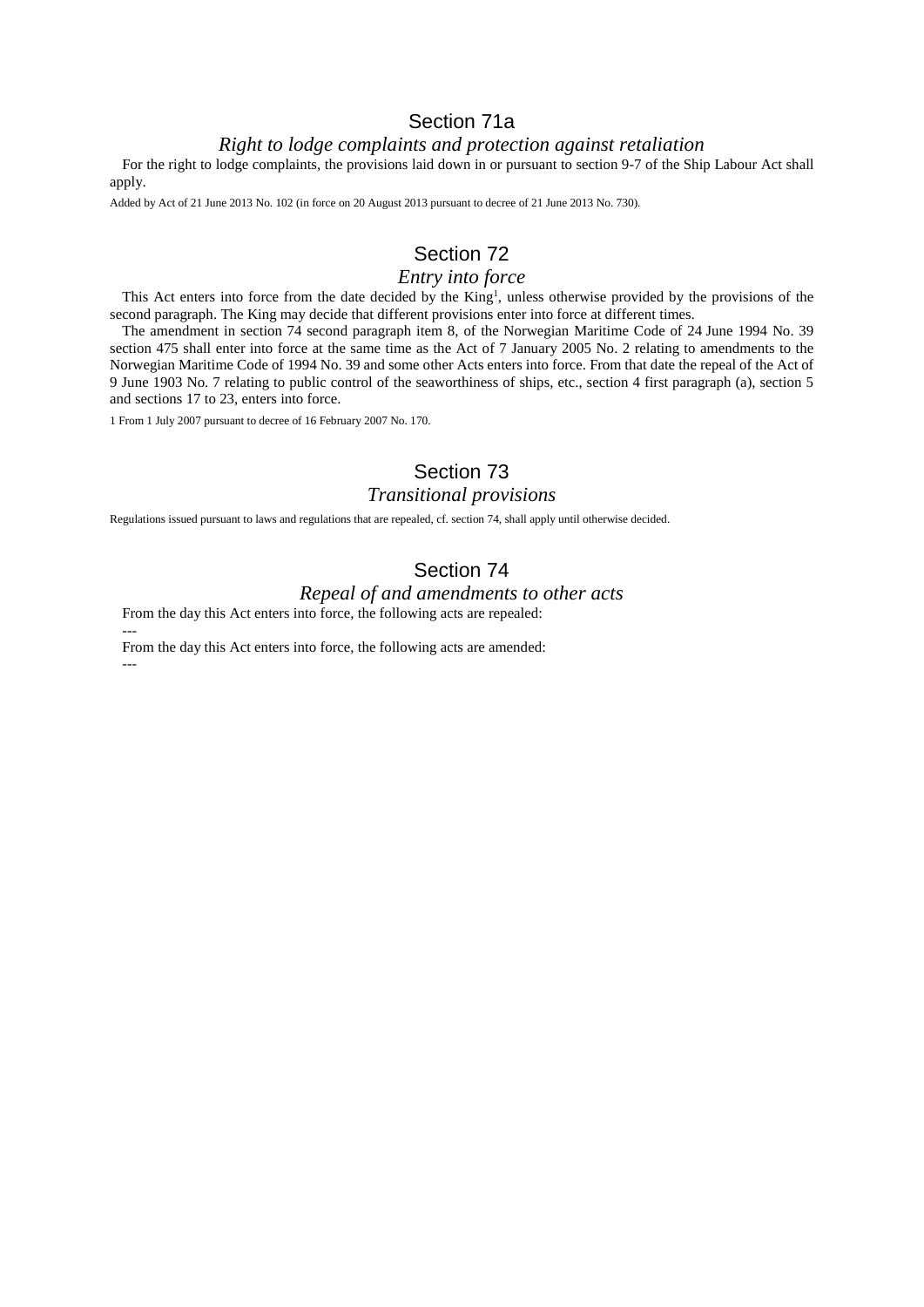## Section 71a

*Right to lodge complaints and protection against retaliation*

For the right to lodge complaints, the provisions laid down in or pursuant to section 9-7 of the Ship Labour Act shall apply.

Added by Act of 21 June 2013 No. 102 (in force on 20 August 2013 pursuant to decree of 21 June 2013 No. 730).

## Section 72

*Entry into force*

This Act enters into force from the date decided by the King[1], unless otherwise provided by the provisions of the second paragraph. The King may decide that different provisions enter into force at different times.

The amendment in section 74 second paragraph item 8, of the Norwegian Maritime Code of 24 June 1994 No. 39 section 475 shall enter into force at the same time as the Act of 7 January 2005 No. 2 relating to amendments to the Norwegian Maritime Code of 1994 No. 39 and some other Acts enters into force. From that date the repeal of the Act of 9 June 1903 No. 7 relating to public control of the seaworthiness of ships, etc., section 4 first paragraph (a), section 5 and sections 17 to 23, enters into force.

1 From 1 July 2007 pursuant to decree of 16 February 2007 No. 170.

## Section 73

*Transitional provisions*

Regulations issued pursuant to laws and regulations that are repealed, cf. section 74, shall apply until otherwise decided.

## Section 74

*Repeal of and amendments to other acts*

From the day this Act enters into force, the following acts are repealed:

---

From the day this Act enters into force, the following acts are amended:

---